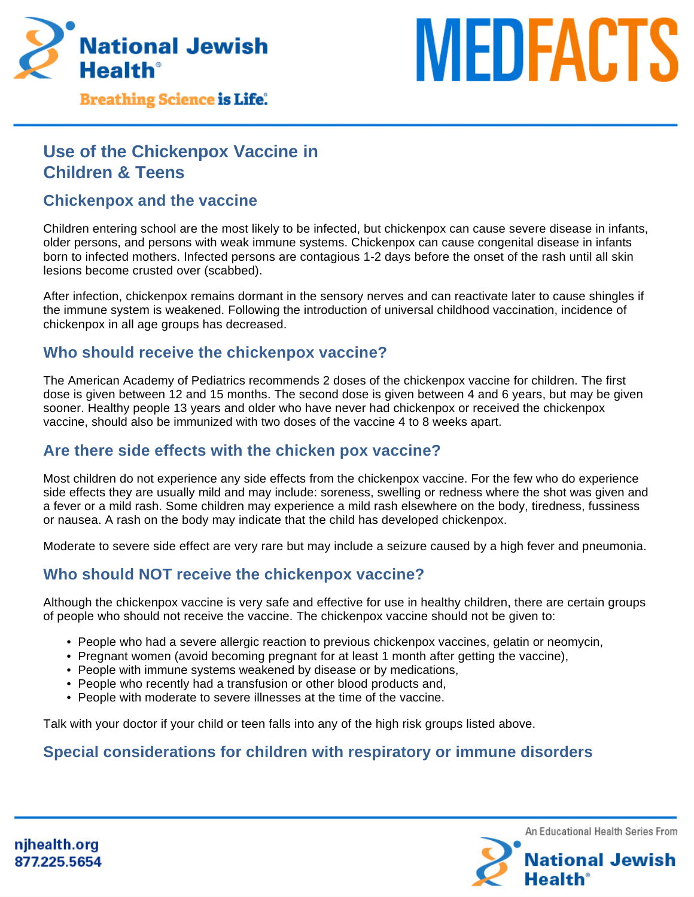# Use of the Chickenpox Vaccine in Children & Teens

## Chickenpox and the vaccine

Children entering school are the most likely to be infected, but chickenpox can cause severe disease in infants, older persons, and persons with weak immune systems. Chickenpox can cause congenital disease in infants born to infected mothers. Infected persons are contagious 1-2 days before the onset of the rash until all skin lesions become crusted over (scabbed).

After infection, chickenpox remains dormant in the sensory nerves and can reactivate later to cause shingles if the immune system is weakened. Following the introduction of universal childhood vaccination, incidence of chickenpox in all age groups has decreased.

## Who should receive the chickenpox vaccine?

The American Academy of Pediatrics recommends 2 doses of the chickenpox vaccine for children. The first dose is given between 12 and 15 months. The second dose is given between 4 and 6 years, but may be given sooner. Healthy people 13 years and older who have never had chickenpox or received the chickenpox vaccine, should also be immunized with two doses of the vaccine 4 to 8 weeks apart.

## Are there side effects with the chicken pox vaccine?

Most children do not experience any side effects from the chickenpox vaccine. For the few who do experience side effects they are usually mild and may include: soreness, swelling or redness where the shot was given and a fever or a mild rash. Some children may experience a mild rash elsewhere on the body, tiredness, fussiness or nausea. A rash on the body may indicate that the child has developed chickenpox.

Moderate to severe side effect are very rare but may include a seizure caused by a high fever and pneumonia.

## Who should NOT receive the chickenpox vaccine?

Although the chickenpox vaccine is very safe and effective for use in healthy children, there are certain groups of people who should not receive the vaccine. The chickenpox vaccine should not be given to:

- People who had a severe allergic reaction to previous chickenpox vaccines, gelatin or neomycin,
- Pregnant women (avoid becoming pregnant for at least 1 month after getting the vaccine),
- People with immune systems weakened by disease or by medications,
- People who recently had a transfusion or other blood products and,
- People with moderate to severe illnesses at the time of the vaccine.

Talk with your doctor if your child or teen falls into any of the high risk groups listed above.

## Special considerations for children with respiratory or immune disorders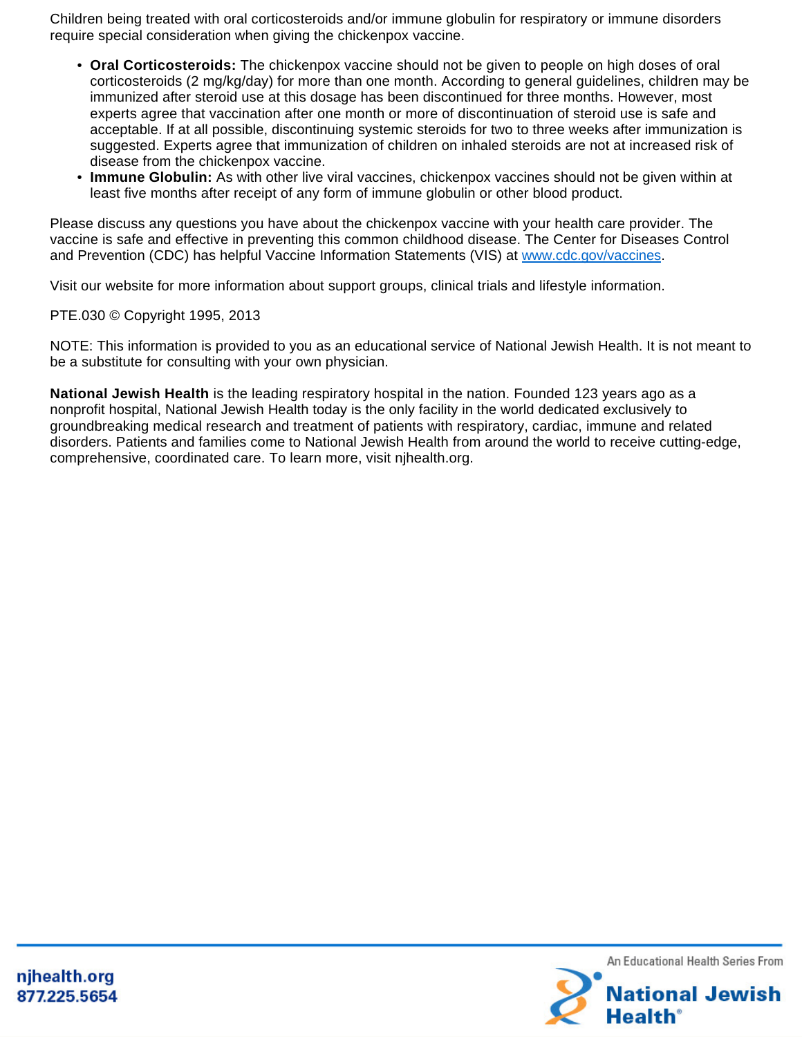Children being treated with oral corticosteroids and/or immune globulin for respiratory or immune disorders require special consideration when giving the chickenpox vaccine.

- **Oral Corticosteroids:** The chickenpox vaccine should not be given to people on high doses of oral corticosteroids (2 mg/kg/day) for more than one month. According to general guidelines, children may be immunized after steroid use at this dosage has been discontinued for three months. However, most experts agree that vaccination after one month or more of discontinuation of steroid use is safe and acceptable. If at all possible, discontinuing systemic steroids for two to three weeks after immunization is suggested. Experts agree that immunization of children on inhaled steroids are not at increased risk of disease from the chickenpox vaccine.
- **Immune Globulin:** As with other live viral vaccines, chickenpox vaccines should not be given within at least five months after receipt of any form of immune globulin or other blood product.

Please discuss any questions you have about the chickenpox vaccine with your health care provider. The vaccine is safe and effective in preventing this common childhood disease. The Center for Diseases Control and Prevention (CDC) has helpful Vaccine Information Statements (VIS) at www.cdc.gov/vaccines.

Visit our website for more information about support groups, clinical trials and lifestyle information.

PTE.030 © Copyright 1995, 2013

NOTE: This information is provided to you as an educational service of National Jewish Health. It is not meant to be a substitute for consulting with your own physician.

**National Jewish Health** is the leading respiratory hospital in the nation. Founded 123 years ago as a nonprofit hospital, National Jewish Health today is the only facility in the world dedicated exclusively to groundbreaking medical research and treatment of patients with respiratory, cardiac, immune and related disorders. Patients and families come to National Jewish Health from around the world to receive cutting-edge, comprehensive, coordinated care. To learn more, visit njhealth.org.

njhealth.org
877.225.5654

An Educational Health Series From

National Jewish Health®